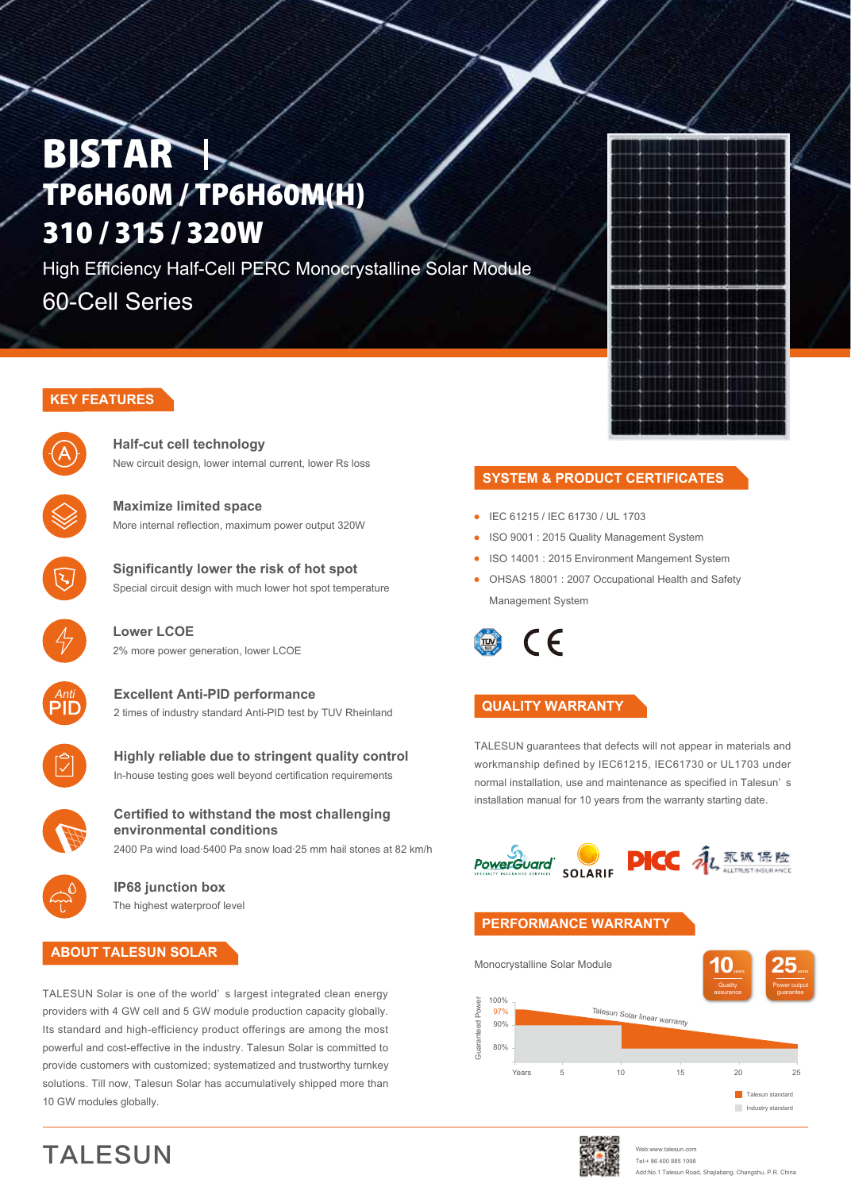# BISTAR | TP6H60M / TP6H60M(H) 310 / 315 / 320W

High Efficiency Half-Cell PERC Monocrystalline Solar Module

60-Cell Series

## KEY FEATURES

**Half-cut cell technology**
New circuit design, lower internal current, lower Rs loss

**Maximize limited space**
More internal reflection, maximum power output 320W

**Significantly lower the risk of hot spot**
Special circuit design with much lower hot spot temperature

**Lower LCOE**
2% more power generation, lower LCOE

**Excellent Anti-PID performance**
2 times of industry standard Anti-PID test by TUV Rheinland

**Highly reliable due to stringent quality control**
In-house testing goes well beyond certification requirements

**Certified to withstand the most challenging environmental conditions**
2400 Pa wind load·5400 Pa snow load·25 mm hail stones at 82 km/h

**IP68 junction box**
The highest waterproof level

## ABOUT TALESUN SOLAR

TALESUN Solar is one of the world's largest integrated clean energy providers with 4 GW cell and 5 GW module production capacity globally. Its standard and high-efficiency product offerings are among the most powerful and cost-effective in the industry. Talesun Solar is committed to provide customers with customized; systematized and trustworthy turnkey solutions. Till now, Talesun Solar has accumulatively shipped more than 10 GW modules globally.

## SYSTEM & PRODUCT CERTIFICATES

- IEC 61215 / IEC 61730 / UL 1703
- ISO 9001 : 2015 Quality Management System
- ISO 14001 : 2015 Environment Mangement System
- OHSAS 18001 : 2007 Occupational Health and Safety Management System

## QUALITY WARRANTY

TALESUN guarantees that defects will not appear in materials and workmanship defined by IEC61215, IEC61730 or UL1703 under normal installation, use and maintenance as specified in Talesun's installation manual for 10 years from the warranty starting date.

PowerGuard · SOLARIF · PICC · 永诚保险 ALLTRUST INSURANCE

## PERFORMANCE WARRANTY

Monocrystalline Solar Module

10 years Quality assurance | 25 years Power output guarantee

Guaranteed Power: 100%, 97%, 90%, 80%

Years: 5, 10, 15, 20, 25

Talesun Solar linear warranty

Talesun standard
Industry standard

# TALESUN

Web:www.talesun.com
Tel:+ 86 400 885 1098
Add:No.1 Talesun Road, Shajiabang, Changshu, P.R. China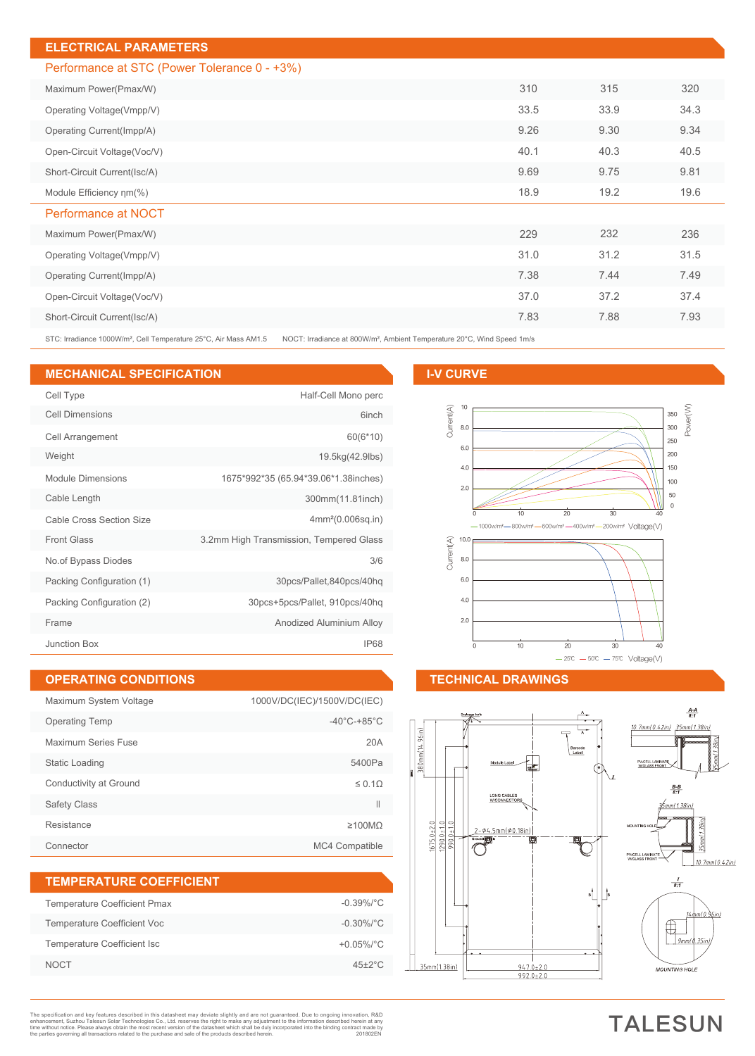## ELECTRICAL PARAMETERS

### Performance at STC (Power Tolerance 0 - +3%)

| | | | |
|---|---|---|---|
| Maximum Power(Pmax/W) | 310 | 315 | 320 |
| Operating Voltage(Vmpp/V) | 33.5 | 33.9 | 34.3 |
| Operating Current(Impp/A) | 9.26 | 9.30 | 9.34 |
| Open-Circuit Voltage(Voc/V) | 40.1 | 40.3 | 40.5 |
| Short-Circuit Current(Isc/A) | 9.69 | 9.75 | 9.81 |
| Module Efficiency ηm(%) | 18.9 | 19.2 | 19.6 |

### Performance at NOCT

| | | | |
|---|---|---|---|
| Maximum Power(Pmax/W) | 229 | 232 | 236 |
| Operating Voltage(Vmpp/V) | 31.0 | 31.2 | 31.5 |
| Operating Current(Impp/A) | 7.38 | 7.44 | 7.49 |
| Open-Circuit Voltage(Voc/V) | 37.0 | 37.2 | 37.4 |
| Short-Circuit Current(Isc/A) | 7.83 | 7.88 | 7.93 |

STC: Irradiance 1000W/m², Cell Temperature 25°C, Air Mass AM1.5　　NOCT: Irradiance at 800W/m², Ambient Temperature 20°C, Wind Speed 1m/s

## MECHANICAL SPECIFICATION

| | |
|---|---|
| Cell Type | Half-Cell Mono perc |
| Cell Dimensions | 6inch |
| Cell Arrangement | 60(6*10) |
| Weight | 19.5kg(42.9lbs) |
| Module Dimensions | 1675*992*35 (65.94*39.06*1.38inches) |
| Cable Length | 300mm(11.81inch) |
| Cable Cross Section Size | 4mm²(0.006sq.in) |
| Front Glass | 3.2mm High Transmission, Tempered Glass |
| No.of Bypass Diodes | 3/6 |
| Packing Configuration (1) | 30pcs/Pallet,840pcs/40hq |
| Packing Configuration (2) | 30pcs+5pcs/Pallet, 910pcs/40hq |
| Frame | Anodized Aluminium Alloy |
| Junction Box | IP68 |

## I-V CURVE

Current(A) Power(W)

10 8.0 6.0 4.0 2.0 0 10 20 30 40

350 300 250 200 150 100 50 0

1000w/m² 800w/m² 600w/m² 400w/m² 200w/m² Voltage(V)

Current(A)

10.0 8.0 6.0 4.0 2.0 0 10 20 30 40

25℃ 50℃ 75℃ Voltage(V)

## OPERATING CONDITIONS

| | |
|---|---|
| Maximum System Voltage | 1000V/DC(IEC)/1500V/DC(IEC) |
| Operating Temp | -40°C-+85°C |
| Maximum Series Fuse | 20A |
| Static Loading | 5400Pa |
| Conductivity at Ground | ≤ 0.1Ω |
| Safety Class | II |
| Resistance | ≥100MΩ |
| Connector | MC4 Compatible |

## TECHNICAL DRAWINGS

Drainage hole, Module Label, Barcode Label, LONG CABLES W/CONNECTORS, Grounding hole, 2-Φ4.5mm(Φ0.18in)

380mm(14.95in), 1675.0±2.0, 1290.0±1.0, 990.0±1.0, 35mm(1.38in), 947.0±2.0, 992.0±2.0

A-A 8:1: 10.7mm(0.42in), 35mm(1.38in), 35mm(1.38in), PV-CELL LAMINATE W/GLASS FRONT

B-B 8:1: 35mm(1.38in), MOUNTING HOLE, 35mm(1.38in), PV-CELL LAMINATE W/GLASS FRONT, 10.7mm(0.42in)

I 8:1: 14mm(0.55in), 9mm(0.35in), MOUNTING HOLE

## TEMPERATURE COEFFICIENT

| | |
|---|---|
| Temperature Coefficient Pmax | -0.39%/°C |
| Temperature Coefficient Voc | -0.30%/°C |
| Temperature Coefficient Isc | +0.05%/°C |
| NOCT | 45±2°C |

The specification and key features described in this datasheet may deviate slightly and are not guaranteed. Due to ongoing innovation, R&D enhancement, Suzhou Talesun Solar Technologies Co., Ltd. reserves the right to make any adjustment to the information described herein at any time without notice. Please always obtain the most recent version of the datasheet which shall be duly incorporated into the binding contract made by the parties governing all transactions related to the purchase and sale of the products described herein. 201802EN

TALESUN